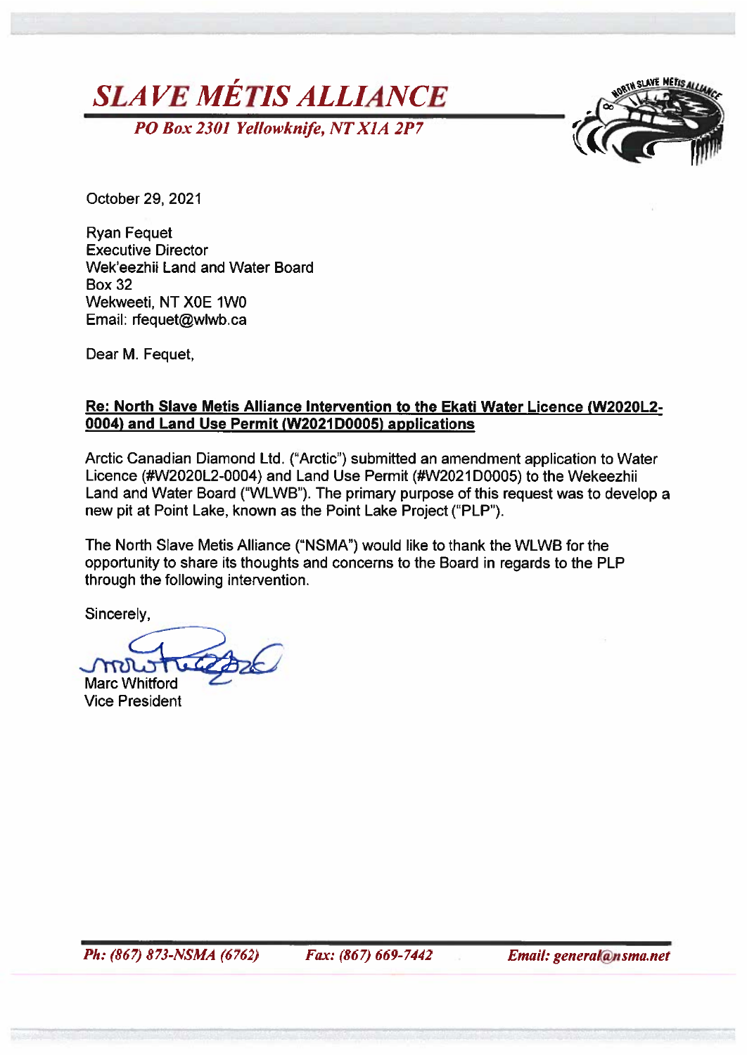# *SLAVE MÉTIS ALLIANCE*

*PO Box 2301 Yellowknife, NT X1A 2P7*

October 29, 2021

Ryan Fequet
Executive Director
Wek'eezhii Land and Water Board
Box 32
Wekweeti, NT X0E 1W0
Email: rfequet@wlwb.ca

Dear M. Fequet,

**Re: North Slave Metis Alliance Intervention to the Ekati Water Licence (W2020L2-0004) and Land Use Permit (W2021D0005) applications**

Arctic Canadian Diamond Ltd. ("Arctic") submitted an amendment application to Water Licence (#W2020L2-0004) and Land Use Permit (#W2021D0005) to the Wekeezhii Land and Water Board ("WLWB"). The primary purpose of this request was to develop a new pit at Point Lake, known as the Point Lake Project ("PLP").

The North Slave Metis Alliance ("NSMA") would like to thank the WLWB for the opportunity to share its thoughts and concerns to the Board in regards to the PLP through the following intervention.

Sincerely,

Marc Whitford
Vice President

*Ph: (867) 873-NSMA (6762)* *Fax: (867) 669-7442* *Email: general@nsma.net*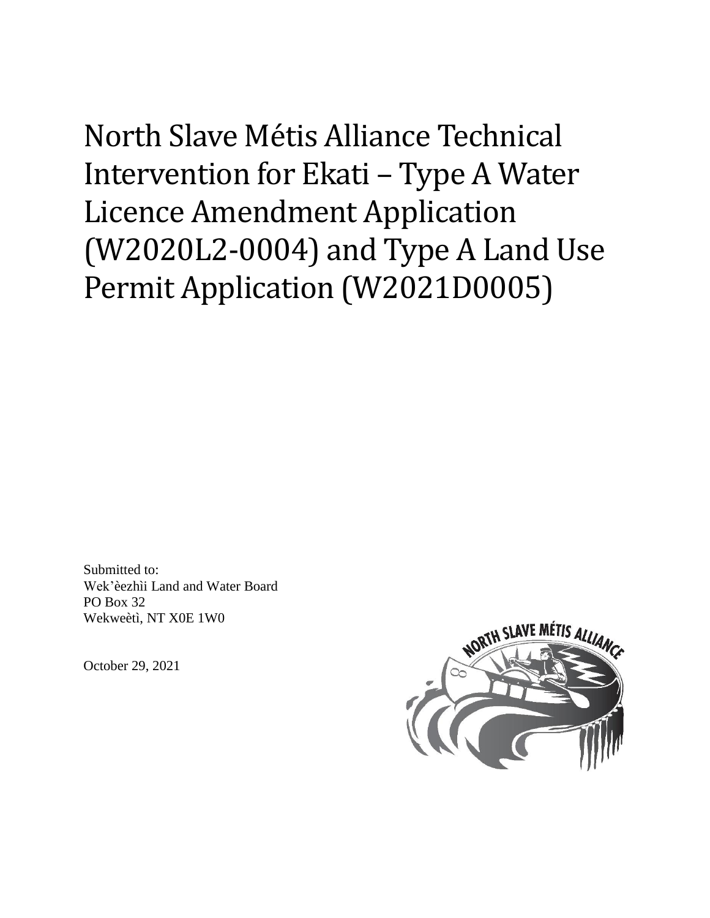# North Slave Métis Alliance Technical Intervention for Ekati – Type A Water Licence Amendment Application (W2020L2-0004) and Type A Land Use Permit Application (W2021D0005)

Submitted to:
Wek'èezhìi Land and Water Board
PO Box 32
Wekweètì, NT X0E 1W0

October 29, 2021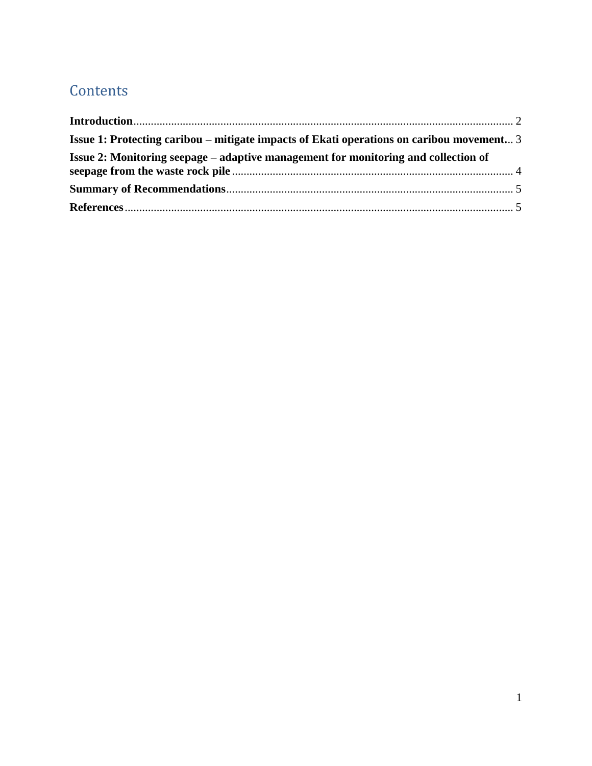# Contents

**Introduction** ........................................................................................................................ 2

**Issue 1: Protecting caribou – mitigate impacts of Ekati operations on caribou movement** ... 3

**Issue 2: Monitoring seepage – adaptive management for monitoring and collection of seepage from the waste rock pile** ........................................................................................ 4

**Summary of Recommendations** ........................................................................................ 5

**References** ........................................................................................................................ 5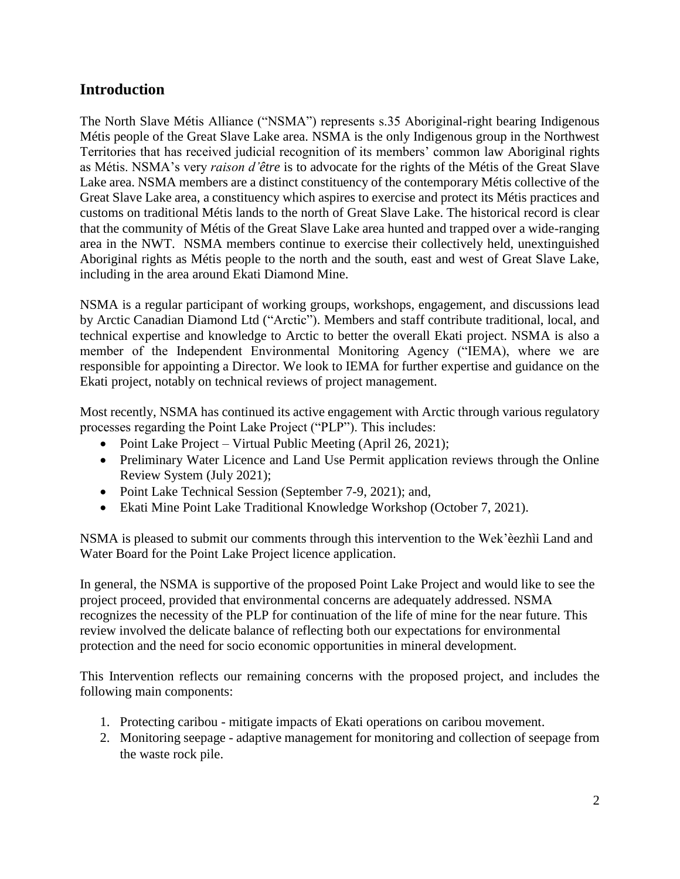## Introduction

The North Slave Métis Alliance ("NSMA") represents s.35 Aboriginal-right bearing Indigenous Métis people of the Great Slave Lake area. NSMA is the only Indigenous group in the Northwest Territories that has received judicial recognition of its members' common law Aboriginal rights as Métis. NSMA's very *raison d'être* is to advocate for the rights of the Métis of the Great Slave Lake area. NSMA members are a distinct constituency of the contemporary Métis collective of the Great Slave Lake area, a constituency which aspires to exercise and protect its Métis practices and customs on traditional Métis lands to the north of Great Slave Lake. The historical record is clear that the community of Métis of the Great Slave Lake area hunted and trapped over a wide-ranging area in the NWT. NSMA members continue to exercise their collectively held, unextinguished Aboriginal rights as Métis people to the north and the south, east and west of Great Slave Lake, including in the area around Ekati Diamond Mine.

NSMA is a regular participant of working groups, workshops, engagement, and discussions lead by Arctic Canadian Diamond Ltd ("Arctic"). Members and staff contribute traditional, local, and technical expertise and knowledge to Arctic to better the overall Ekati project. NSMA is also a member of the Independent Environmental Monitoring Agency ("IEMA), where we are responsible for appointing a Director. We look to IEMA for further expertise and guidance on the Ekati project, notably on technical reviews of project management.

Most recently, NSMA has continued its active engagement with Arctic through various regulatory processes regarding the Point Lake Project ("PLP"). This includes:

- Point Lake Project – Virtual Public Meeting (April 26, 2021);
- Preliminary Water Licence and Land Use Permit application reviews through the Online Review System (July 2021);
- Point Lake Technical Session (September 7-9, 2021); and,
- Ekati Mine Point Lake Traditional Knowledge Workshop (October 7, 2021).

NSMA is pleased to submit our comments through this intervention to the Wek'èezhìi Land and Water Board for the Point Lake Project licence application.

In general, the NSMA is supportive of the proposed Point Lake Project and would like to see the project proceed, provided that environmental concerns are adequately addressed. NSMA recognizes the necessity of the PLP for continuation of the life of mine for the near future. This review involved the delicate balance of reflecting both our expectations for environmental protection and the need for socio economic opportunities in mineral development.

This Intervention reflects our remaining concerns with the proposed project, and includes the following main components:

1. Protecting caribou - mitigate impacts of Ekati operations on caribou movement.
2. Monitoring seepage - adaptive management for monitoring and collection of seepage from the waste rock pile.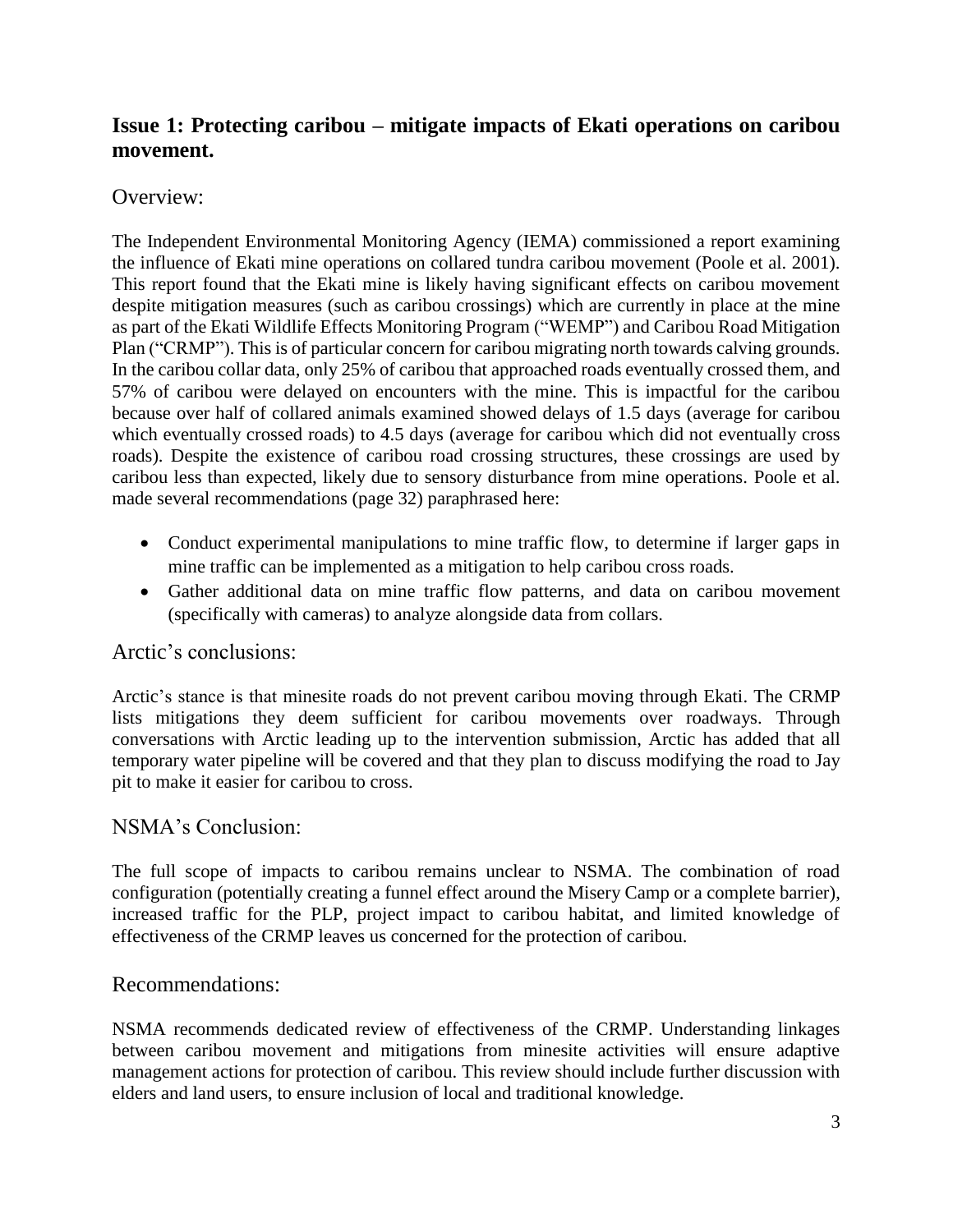## Issue 1: Protecting caribou – mitigate impacts of Ekati operations on caribou movement.

### Overview:

The Independent Environmental Monitoring Agency (IEMA) commissioned a report examining the influence of Ekati mine operations on collared tundra caribou movement (Poole et al. 2001). This report found that the Ekati mine is likely having significant effects on caribou movement despite mitigation measures (such as caribou crossings) which are currently in place at the mine as part of the Ekati Wildlife Effects Monitoring Program ("WEMP") and Caribou Road Mitigation Plan ("CRMP"). This is of particular concern for caribou migrating north towards calving grounds. In the caribou collar data, only 25% of caribou that approached roads eventually crossed them, and 57% of caribou were delayed on encounters with the mine. This is impactful for the caribou because over half of collared animals examined showed delays of 1.5 days (average for caribou which eventually crossed roads) to 4.5 days (average for caribou which did not eventually cross roads). Despite the existence of caribou road crossing structures, these crossings are used by caribou less than expected, likely due to sensory disturbance from mine operations. Poole et al. made several recommendations (page 32) paraphrased here:

- Conduct experimental manipulations to mine traffic flow, to determine if larger gaps in mine traffic can be implemented as a mitigation to help caribou cross roads.
- Gather additional data on mine traffic flow patterns, and data on caribou movement (specifically with cameras) to analyze alongside data from collars.

### Arctic's conclusions:

Arctic's stance is that minesite roads do not prevent caribou moving through Ekati. The CRMP lists mitigations they deem sufficient for caribou movements over roadways. Through conversations with Arctic leading up to the intervention submission, Arctic has added that all temporary water pipeline will be covered and that they plan to discuss modifying the road to Jay pit to make it easier for caribou to cross.

### NSMA's Conclusion:

The full scope of impacts to caribou remains unclear to NSMA. The combination of road configuration (potentially creating a funnel effect around the Misery Camp or a complete barrier), increased traffic for the PLP, project impact to caribou habitat, and limited knowledge of effectiveness of the CRMP leaves us concerned for the protection of caribou.

### Recommendations:

NSMA recommends dedicated review of effectiveness of the CRMP. Understanding linkages between caribou movement and mitigations from minesite activities will ensure adaptive management actions for protection of caribou. This review should include further discussion with elders and land users, to ensure inclusion of local and traditional knowledge.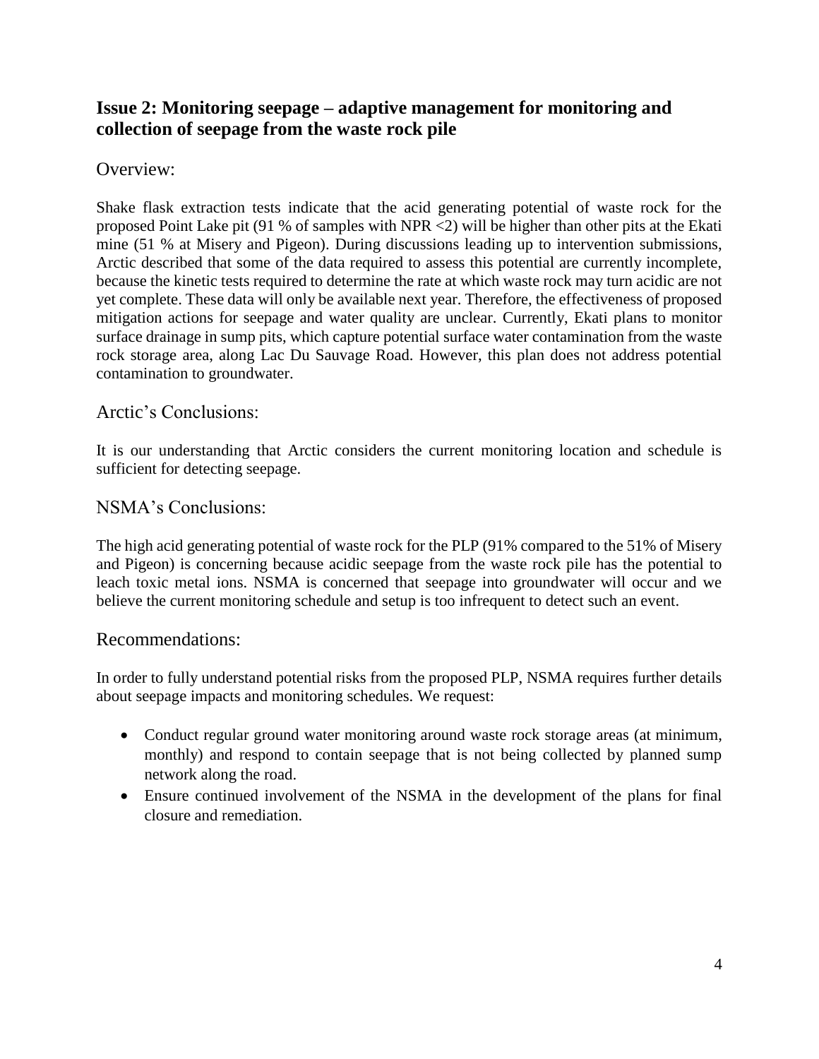## Issue 2: Monitoring seepage – adaptive management for monitoring and collection of seepage from the waste rock pile

### Overview:

Shake flask extraction tests indicate that the acid generating potential of waste rock for the proposed Point Lake pit (91 % of samples with NPR <2) will be higher than other pits at the Ekati mine (51 % at Misery and Pigeon). During discussions leading up to intervention submissions, Arctic described that some of the data required to assess this potential are currently incomplete, because the kinetic tests required to determine the rate at which waste rock may turn acidic are not yet complete. These data will only be available next year. Therefore, the effectiveness of proposed mitigation actions for seepage and water quality are unclear. Currently, Ekati plans to monitor surface drainage in sump pits, which capture potential surface water contamination from the waste rock storage area, along Lac Du Sauvage Road. However, this plan does not address potential contamination to groundwater.

### Arctic's Conclusions:

It is our understanding that Arctic considers the current monitoring location and schedule is sufficient for detecting seepage.

### NSMA's Conclusions:

The high acid generating potential of waste rock for the PLP (91% compared to the 51% of Misery and Pigeon) is concerning because acidic seepage from the waste rock pile has the potential to leach toxic metal ions. NSMA is concerned that seepage into groundwater will occur and we believe the current monitoring schedule and setup is too infrequent to detect such an event.

### Recommendations:

In order to fully understand potential risks from the proposed PLP, NSMA requires further details about seepage impacts and monitoring schedules. We request:

- Conduct regular ground water monitoring around waste rock storage areas (at minimum, monthly) and respond to contain seepage that is not being collected by planned sump network along the road.
- Ensure continued involvement of the NSMA in the development of the plans for final closure and remediation.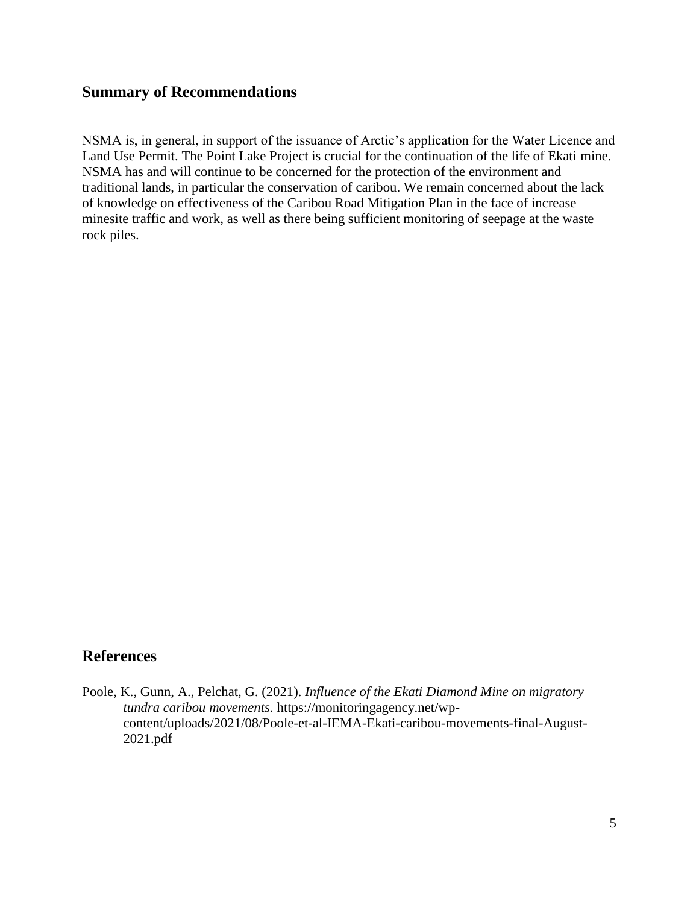## Summary of Recommendations

NSMA is, in general, in support of the issuance of Arctic's application for the Water Licence and Land Use Permit. The Point Lake Project is crucial for the continuation of the life of Ekati mine. NSMA has and will continue to be concerned for the protection of the environment and traditional lands, in particular the conservation of caribou. We remain concerned about the lack of knowledge on effectiveness of the Caribou Road Mitigation Plan in the face of increase minesite traffic and work, as well as there being sufficient monitoring of seepage at the waste rock piles.

## References

Poole, K., Gunn, A., Pelchat, G. (2021). *Influence of the Ekati Diamond Mine on migratory tundra caribou movements.* https://monitoringagency.net/wp-content/uploads/2021/08/Poole-et-al-IEMA-Ekati-caribou-movements-final-August-2021.pdf